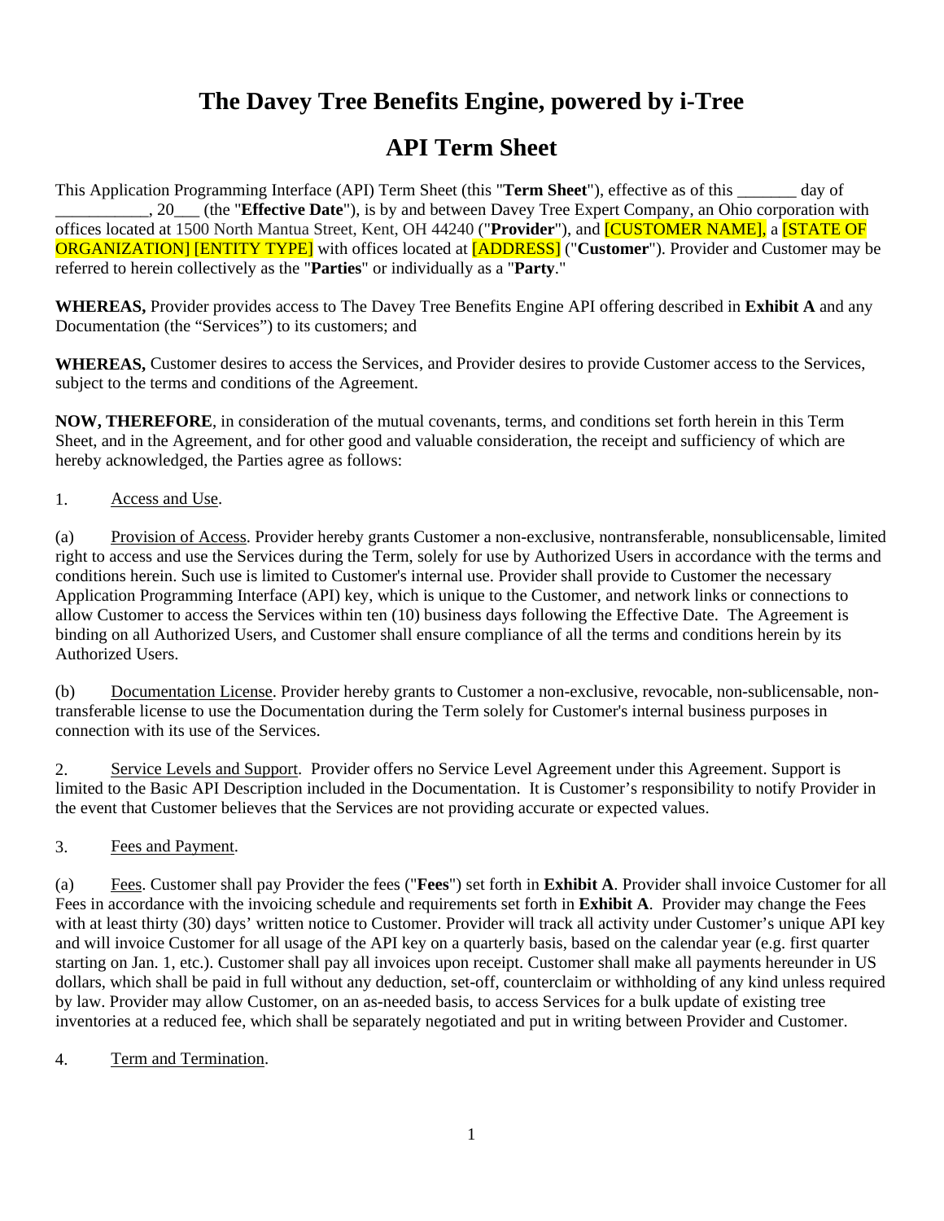# The Davey Tree Benefits Engine, powered by i-Tree

# API Term Sheet

This Application Programming Interface (API) Term Sheet (this "**Term Sheet**"), effective as of this _______ day of ___________, 20___ (the "**Effective Date**"), is by and between Davey Tree Expert Company, an Ohio corporation with offices located at 1500 North Mantua Street, Kent, OH 44240 ("**Provider**"), and [CUSTOMER NAME], a [STATE OF ORGANIZATION] [ENTITY TYPE] with offices located at [ADDRESS] ("**Customer**"). Provider and Customer may be referred to herein collectively as the "**Parties**" or individually as a "**Party**."

**WHEREAS,** Provider provides access to The Davey Tree Benefits Engine API offering described in **Exhibit A** and any Documentation (the "Services") to its customers; and

**WHEREAS,** Customer desires to access the Services, and Provider desires to provide Customer access to the Services, subject to the terms and conditions of the Agreement.

**NOW, THEREFORE**, in consideration of the mutual covenants, terms, and conditions set forth herein in this Term Sheet, and in the Agreement, and for other good and valuable consideration, the receipt and sufficiency of which are hereby acknowledged, the Parties agree as follows:

1. Access and Use.

(a) Provision of Access. Provider hereby grants Customer a non-exclusive, nontransferable, nonsublicensable, limited right to access and use the Services during the Term, solely for use by Authorized Users in accordance with the terms and conditions herein. Such use is limited to Customer's internal use. Provider shall provide to Customer the necessary Application Programming Interface (API) key, which is unique to the Customer, and network links or connections to allow Customer to access the Services within ten (10) business days following the Effective Date. The Agreement is binding on all Authorized Users, and Customer shall ensure compliance of all the terms and conditions herein by its Authorized Users.

(b) Documentation License. Provider hereby grants to Customer a non-exclusive, revocable, non-sublicensable, non-transferable license to use the Documentation during the Term solely for Customer's internal business purposes in connection with its use of the Services.

2. Service Levels and Support. Provider offers no Service Level Agreement under this Agreement. Support is limited to the Basic API Description included in the Documentation. It is Customer's responsibility to notify Provider in the event that Customer believes that the Services are not providing accurate or expected values.

3. Fees and Payment.

(a) Fees. Customer shall pay Provider the fees ("**Fees**") set forth in **Exhibit A**. Provider shall invoice Customer for all Fees in accordance with the invoicing schedule and requirements set forth in **Exhibit A**. Provider may change the Fees with at least thirty (30) days' written notice to Customer. Provider will track all activity under Customer's unique API key and will invoice Customer for all usage of the API key on a quarterly basis, based on the calendar year (e.g. first quarter starting on Jan. 1, etc.). Customer shall pay all invoices upon receipt. Customer shall make all payments hereunder in US dollars, which shall be paid in full without any deduction, set-off, counterclaim or withholding of any kind unless required by law. Provider may allow Customer, on an as-needed basis, to access Services for a bulk update of existing tree inventories at a reduced fee, which shall be separately negotiated and put in writing between Provider and Customer.

4. Term and Termination.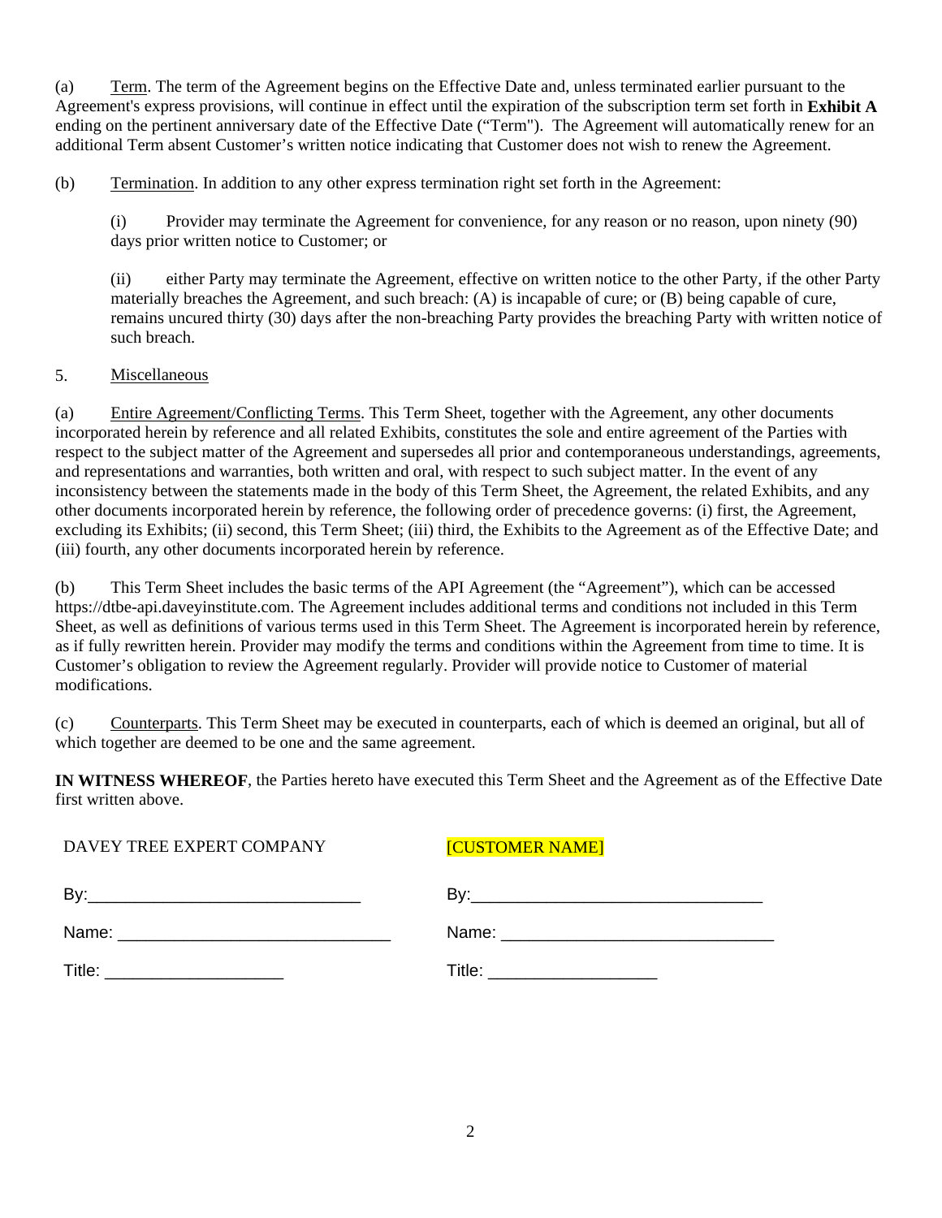(a) Term. The term of the Agreement begins on the Effective Date and, unless terminated earlier pursuant to the Agreement's express provisions, will continue in effect until the expiration of the subscription term set forth in **Exhibit A** ending on the pertinent anniversary date of the Effective Date ("Term"). The Agreement will automatically renew for an additional Term absent Customer's written notice indicating that Customer does not wish to renew the Agreement.

(b) Termination. In addition to any other express termination right set forth in the Agreement:

> (i) Provider may terminate the Agreement for convenience, for any reason or no reason, upon ninety (90) days prior written notice to Customer; or
>
> (ii) either Party may terminate the Agreement, effective on written notice to the other Party, if the other Party materially breaches the Agreement, and such breach: (A) is incapable of cure; or (B) being capable of cure, remains uncured thirty (30) days after the non-breaching Party provides the breaching Party with written notice of such breach.

5. Miscellaneous

(a) Entire Agreement/Conflicting Terms. This Term Sheet, together with the Agreement, any other documents incorporated herein by reference and all related Exhibits, constitutes the sole and entire agreement of the Parties with respect to the subject matter of the Agreement and supersedes all prior and contemporaneous understandings, agreements, and representations and warranties, both written and oral, with respect to such subject matter. In the event of any inconsistency between the statements made in the body of this Term Sheet, the Agreement, the related Exhibits, and any other documents incorporated herein by reference, the following order of precedence governs: (i) first, the Agreement, excluding its Exhibits; (ii) second, this Term Sheet; (iii) third, the Exhibits to the Agreement as of the Effective Date; and (iii) fourth, any other documents incorporated herein by reference.

(b) This Term Sheet includes the basic terms of the API Agreement (the "Agreement"), which can be accessed https://dtbe-api.daveyinstitute.com. The Agreement includes additional terms and conditions not included in this Term Sheet, as well as definitions of various terms used in this Term Sheet. The Agreement is incorporated herein by reference, as if fully rewritten herein. Provider may modify the terms and conditions within the Agreement from time to time. It is Customer's obligation to review the Agreement regularly. Provider will provide notice to Customer of material modifications.

(c) Counterparts. This Term Sheet may be executed in counterparts, each of which is deemed an original, but all of which together are deemed to be one and the same agreement.

**IN WITNESS WHEREOF**, the Parties hereto have executed this Term Sheet and the Agreement as of the Effective Date first written above.

| DAVEY TREE EXPERT COMPANY | [CUSTOMER NAME] |
|---|---|
| By:_____________________________ | By:_______________________________ |
| Name: _____________________________ | Name: _____________________________ |
| Title: ___________________ | Title: __________________ |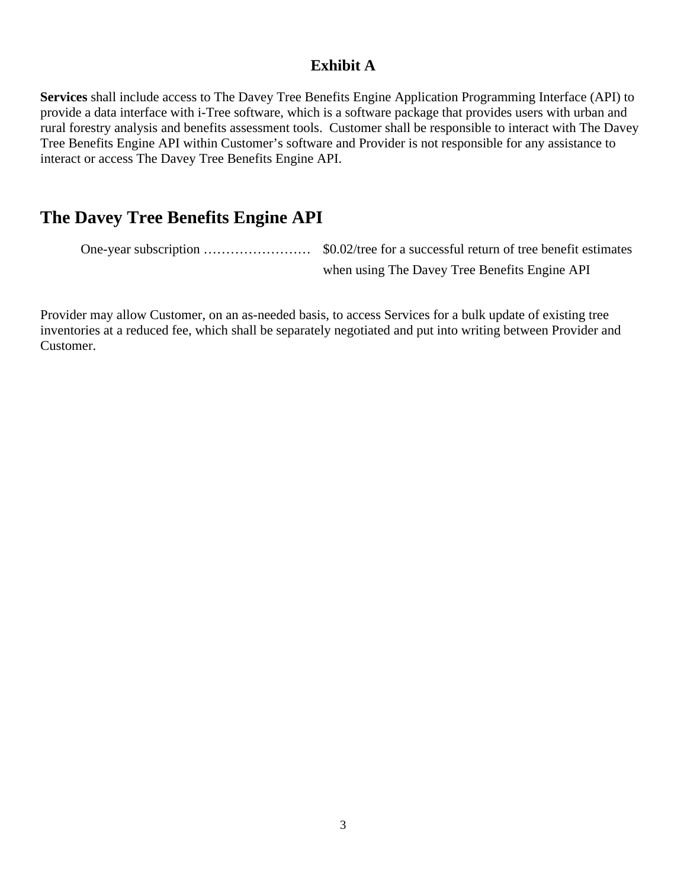**Exhibit A**

**Services** shall include access to The Davey Tree Benefits Engine Application Programming Interface (API) to provide a data interface with i-Tree software, which is a software package that provides users with urban and rural forestry analysis and benefits assessment tools. Customer shall be responsible to interact with The Davey Tree Benefits Engine API within Customer's software and Provider is not responsible for any assistance to interact or access The Davey Tree Benefits Engine API.

# The Davey Tree Benefits Engine API

One-year subscription …………………… $0.02/tree for a successful return of tree benefit estimates when using The Davey Tree Benefits Engine API

Provider may allow Customer, on an as-needed basis, to access Services for a bulk update of existing tree inventories at a reduced fee, which shall be separately negotiated and put into writing between Provider and Customer.